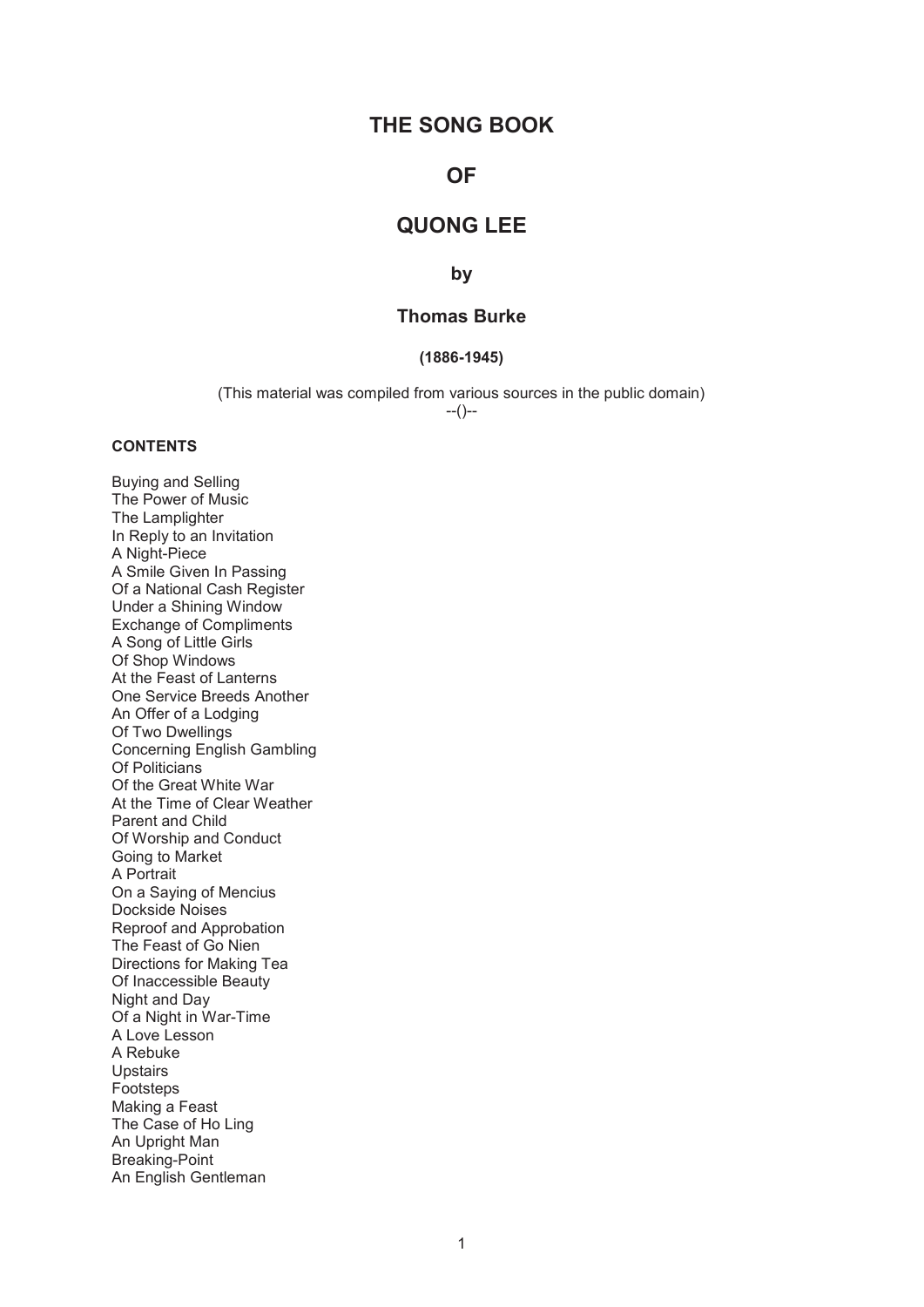# THE SONG BOOK

# OF

# QUONG LEE

### by

### Thomas Burke

**(1886-1945)**

(This material was compiled from various sources in the public domain)

--()--

**CONTENTS**

Buying and Selling
The Power of Music
The Lamplighter
In Reply to an Invitation
A Night-Piece
A Smile Given In Passing
Of a National Cash Register
Under a Shining Window
Exchange of Compliments
A Song of Little Girls
Of Shop Windows
At the Feast of Lanterns
One Service Breeds Another
An Offer of a Lodging
Of Two Dwellings
Concerning English Gambling
Of Politicians
Of the Great White War
At the Time of Clear Weather
Parent and Child
Of Worship and Conduct
Going to Market
A Portrait
On a Saying of Mencius
Dockside Noises
Reproof and Approbation
The Feast of Go Nien
Directions for Making Tea
Of Inaccessible Beauty
Night and Day
Of a Night in War-Time
A Love Lesson
A Rebuke
Upstairs
Footsteps
Making a Feast
The Case of Ho Ling
An Upright Man
Breaking-Point
An English Gentleman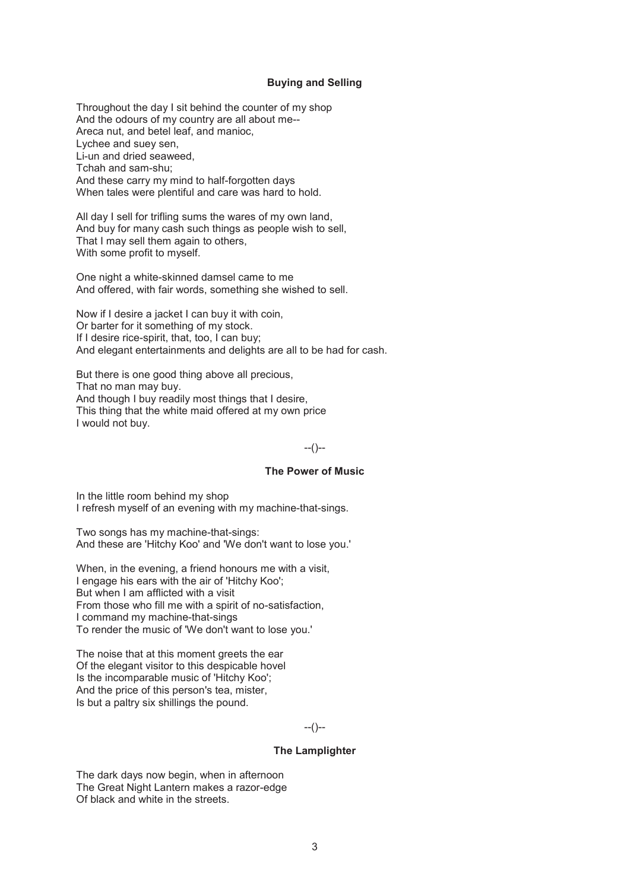### Buying and Selling

Throughout the day I sit behind the counter of my shop  
And the odours of my country are all about me--  
Areca nut, and betel leaf, and manioc,  
Lychee and suey sen,  
Li-un and dried seaweed,  
Tchah and sam-shu;  
And these carry my mind to half-forgotten days  
When tales were plentiful and care was hard to hold.

All day I sell for trifling sums the wares of my own land,  
And buy for many cash such things as people wish to sell,  
That I may sell them again to others,  
With some profit to myself.

One night a white-skinned damsel came to me  
And offered, with fair words, something she wished to sell.

Now if I desire a jacket I can buy it with coin,  
Or barter for it something of my stock.  
If I desire rice-spirit, that, too, I can buy;  
And elegant entertainments and delights are all to be had for cash.

But there is one good thing above all precious,  
That no man may buy.  
And though I buy readily most things that I desire,  
This thing that the white maid offered at my own price  
I would not buy.

--()--

### The Power of Music

In the little room behind my shop  
I refresh myself of an evening with my machine-that-sings.

Two songs has my machine-that-sings:  
And these are 'Hitchy Koo' and 'We don't want to lose you.'

When, in the evening, a friend honours me with a visit,  
I engage his ears with the air of 'Hitchy Koo';  
But when I am afflicted with a visit  
From those who fill me with a spirit of no-satisfaction,  
I command my machine-that-sings  
To render the music of 'We don't want to lose you.'

The noise that at this moment greets the ear  
Of the elegant visitor to this despicable hovel  
Is the incomparable music of 'Hitchy Koo';  
And the price of this person's tea, mister,  
Is but a paltry six shillings the pound.

--()--

### The Lamplighter

The dark days now begin, when in afternoon  
The Great Night Lantern makes a razor-edge  
Of black and white in the streets.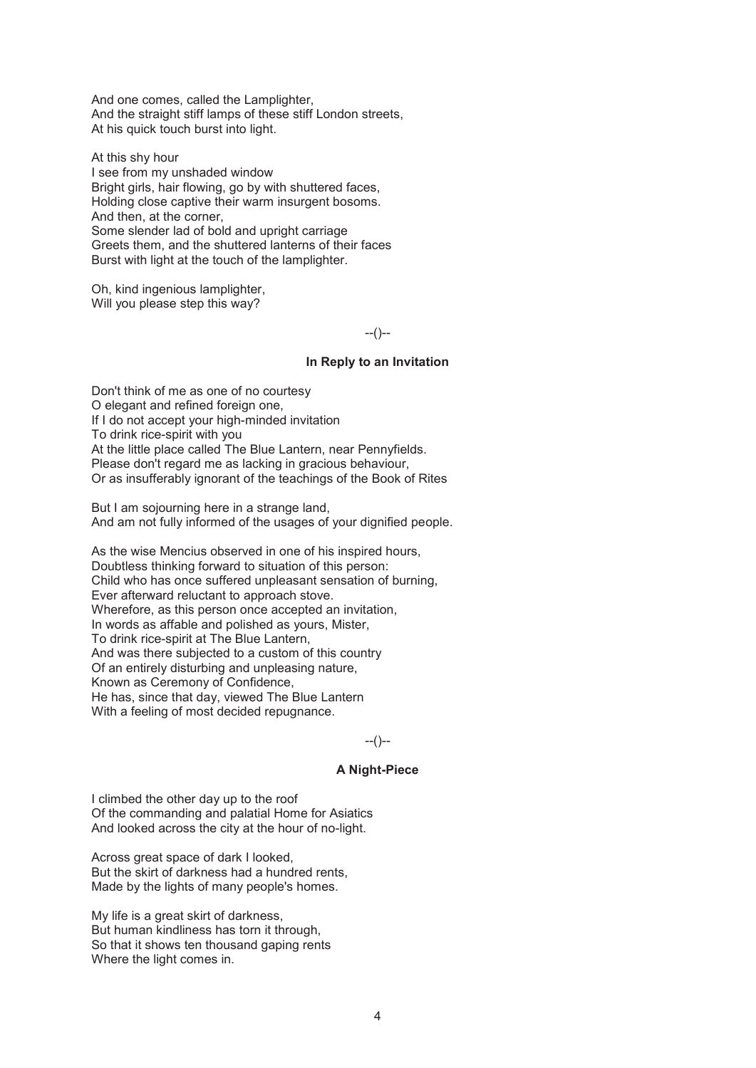And one comes, called the Lamplighter,
And the straight stiff lamps of these stiff London streets,
At his quick touch burst into light.

At this shy hour
I see from my unshaded window
Bright girls, hair flowing, go by with shuttered faces,
Holding close captive their warm insurgent bosoms.
And then, at the corner,
Some slender lad of bold and upright carriage
Greets them, and the shuttered lanterns of their faces
Burst with light at the touch of the lamplighter.

Oh, kind ingenious lamplighter,
Will you please step this way?

--()--

### In Reply to an Invitation

Don't think of me as one of no courtesy
O elegant and refined foreign one,
If I do not accept your high-minded invitation
To drink rice-spirit with you
At the little place called The Blue Lantern, near Pennyfields.
Please don't regard me as lacking in gracious behaviour,
Or as insufferably ignorant of the teachings of the Book of Rites

But I am sojourning here in a strange land,
And am not fully informed of the usages of your dignified people.

As the wise Mencius observed in one of his inspired hours,
Doubtless thinking forward to situation of this person:
Child who has once suffered unpleasant sensation of burning,
Ever afterward reluctant to approach stove.
Wherefore, as this person once accepted an invitation,
In words as affable and polished as yours, Mister,
To drink rice-spirit at The Blue Lantern,
And was there subjected to a custom of this country
Of an entirely disturbing and unpleasing nature,
Known as Ceremony of Confidence,
He has, since that day, viewed The Blue Lantern
With a feeling of most decided repugnance.

--()--

### A Night-Piece

I climbed the other day up to the roof
Of the commanding and palatial Home for Asiatics
And looked across the city at the hour of no-light.

Across great space of dark I looked,
But the skirt of darkness had a hundred rents,
Made by the lights of many people's homes.

My life is a great skirt of darkness,
But human kindliness has torn it through,
So that it shows ten thousand gaping rents
Where the light comes in.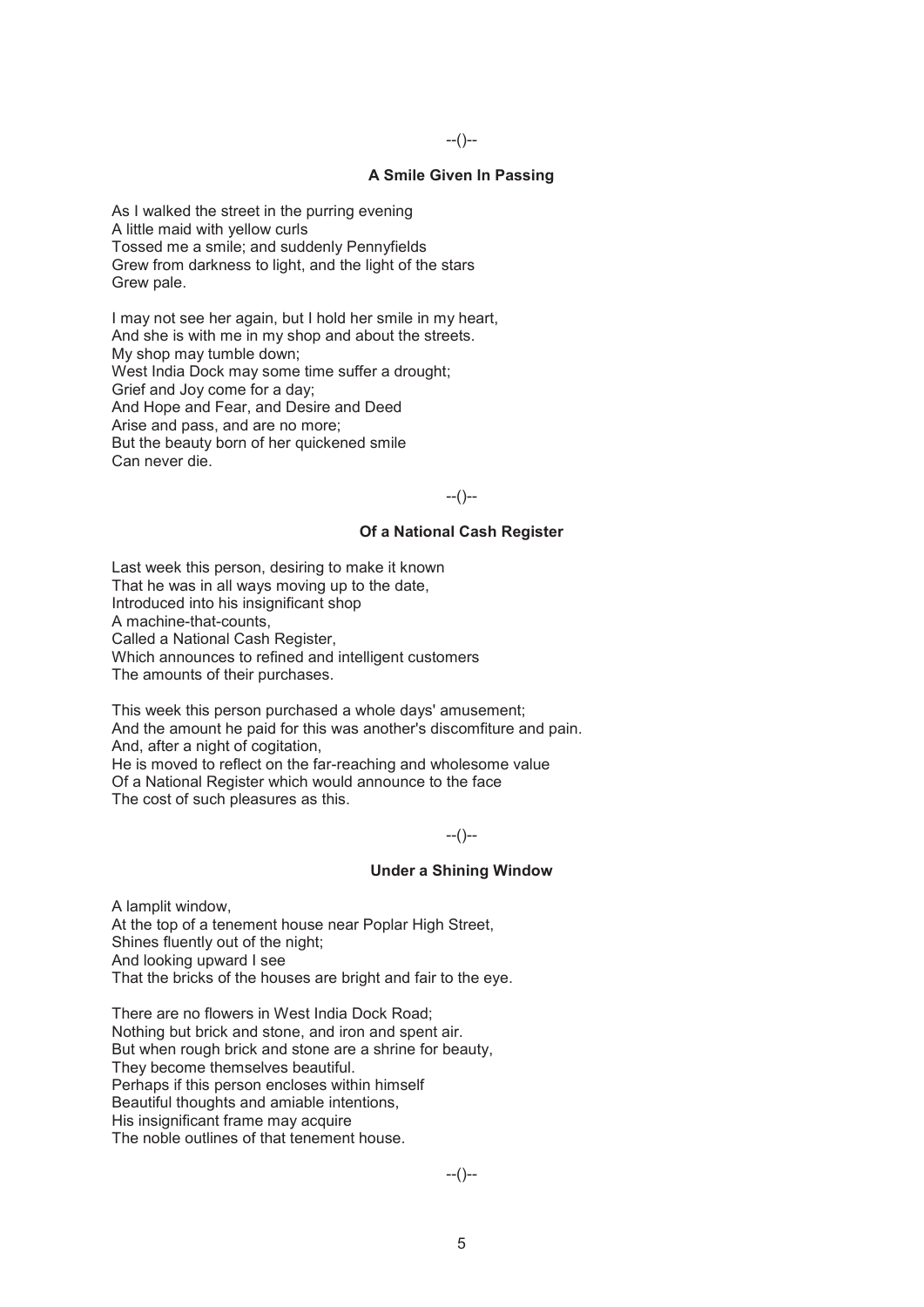--()--

### A Smile Given In Passing

As I walked the street in the purring evening  
A little maid with yellow curls  
Tossed me a smile; and suddenly Pennyfields  
Grew from darkness to light, and the light of the stars  
Grew pale.

I may not see her again, but I hold her smile in my heart,  
And she is with me in my shop and about the streets.  
My shop may tumble down;  
West India Dock may some time suffer a drought;  
Grief and Joy come for a day;  
And Hope and Fear, and Desire and Deed  
Arise and pass, and are no more;  
But the beauty born of her quickened smile  
Can never die.

--()--

### Of a National Cash Register

Last week this person, desiring to make it known  
That he was in all ways moving up to the date,  
Introduced into his insignificant shop  
A machine-that-counts,  
Called a National Cash Register,  
Which announces to refined and intelligent customers  
The amounts of their purchases.

This week this person purchased a whole days' amusement;  
And the amount he paid for this was another's discomfiture and pain.  
And, after a night of cogitation,  
He is moved to reflect on the far-reaching and wholesome value  
Of a National Register which would announce to the face  
The cost of such pleasures as this.

--()--

### Under a Shining Window

A lamplit window,  
At the top of a tenement house near Poplar High Street,  
Shines fluently out of the night;  
And looking upward I see  
That the bricks of the houses are bright and fair to the eye.

There are no flowers in West India Dock Road;  
Nothing but brick and stone, and iron and spent air.  
But when rough brick and stone are a shrine for beauty,  
They become themselves beautiful.  
Perhaps if this person encloses within himself  
Beautiful thoughts and amiable intentions,  
His insignificant frame may acquire  
The noble outlines of that tenement house.

--()--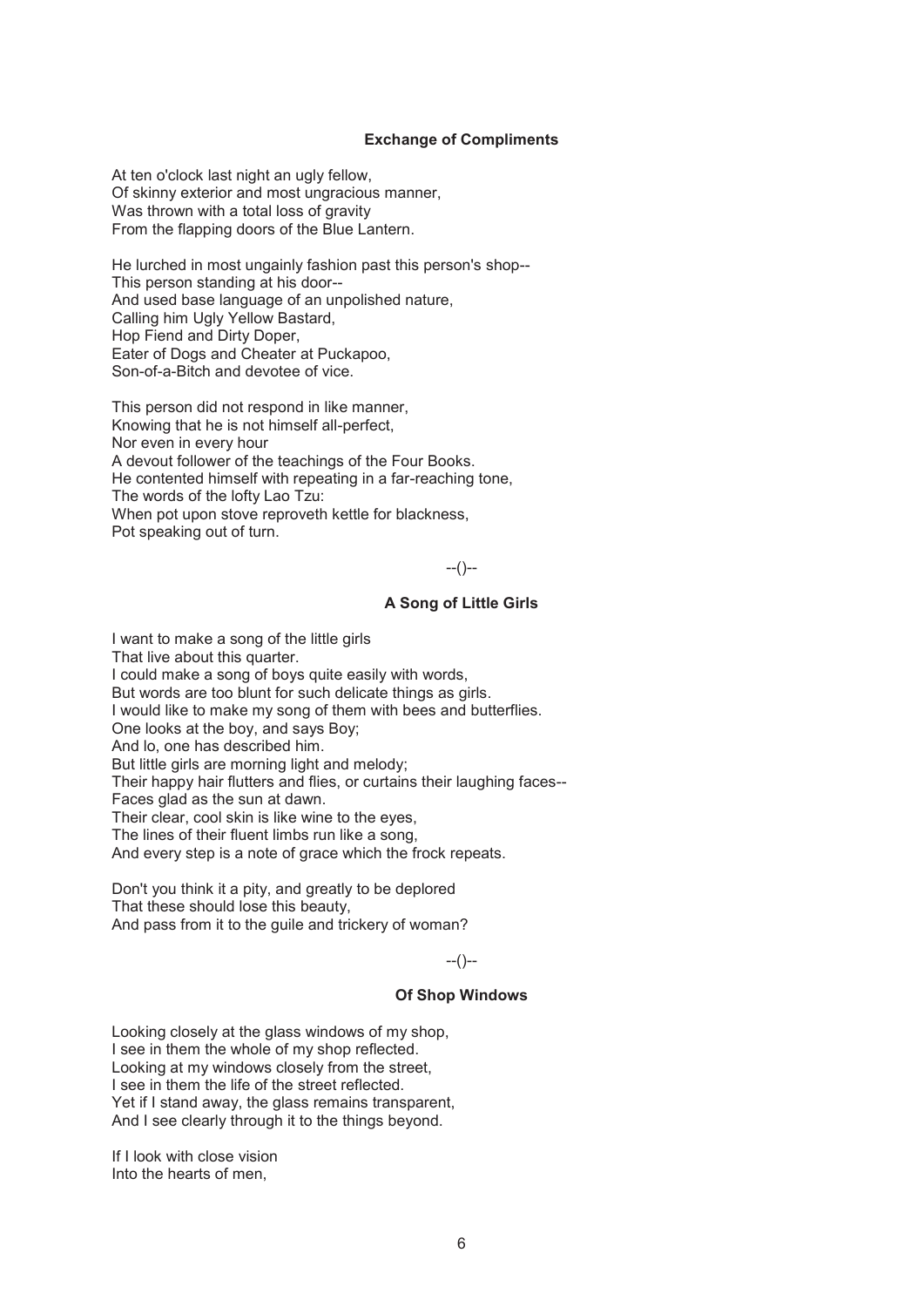### Exchange of Compliments

At ten o'clock last night an ugly fellow,
Of skinny exterior and most ungracious manner,
Was thrown with a total loss of gravity
From the flapping doors of the Blue Lantern.

He lurched in most ungainly fashion past this person's shop--
This person standing at his door--
And used base language of an unpolished nature,
Calling him Ugly Yellow Bastard,
Hop Fiend and Dirty Doper,
Eater of Dogs and Cheater at Puckapoo,
Son-of-a-Bitch and devotee of vice.

This person did not respond in like manner,
Knowing that he is not himself all-perfect,
Nor even in every hour
A devout follower of the teachings of the Four Books.
He contented himself with repeating in a far-reaching tone,
The words of the lofty Lao Tzu:
When pot upon stove reproveth kettle for blackness,
Pot speaking out of turn.

--()--

### A Song of Little Girls

I want to make a song of the little girls
That live about this quarter.
I could make a song of boys quite easily with words,
But words are too blunt for such delicate things as girls.
I would like to make my song of them with bees and butterflies.
One looks at the boy, and says Boy;
And lo, one has described him.
But little girls are morning light and melody;
Their happy hair flutters and flies, or curtains their laughing faces--
Faces glad as the sun at dawn.
Their clear, cool skin is like wine to the eyes,
The lines of their fluent limbs run like a song,
And every step is a note of grace which the frock repeats.

Don't you think it a pity, and greatly to be deplored
That these should lose this beauty,
And pass from it to the guile and trickery of woman?

--()--

### Of Shop Windows

Looking closely at the glass windows of my shop,
I see in them the whole of my shop reflected.
Looking at my windows closely from the street,
I see in them the life of the street reflected.
Yet if I stand away, the glass remains transparent,
And I see clearly through it to the things beyond.

If I look with close vision
Into the hearts of men,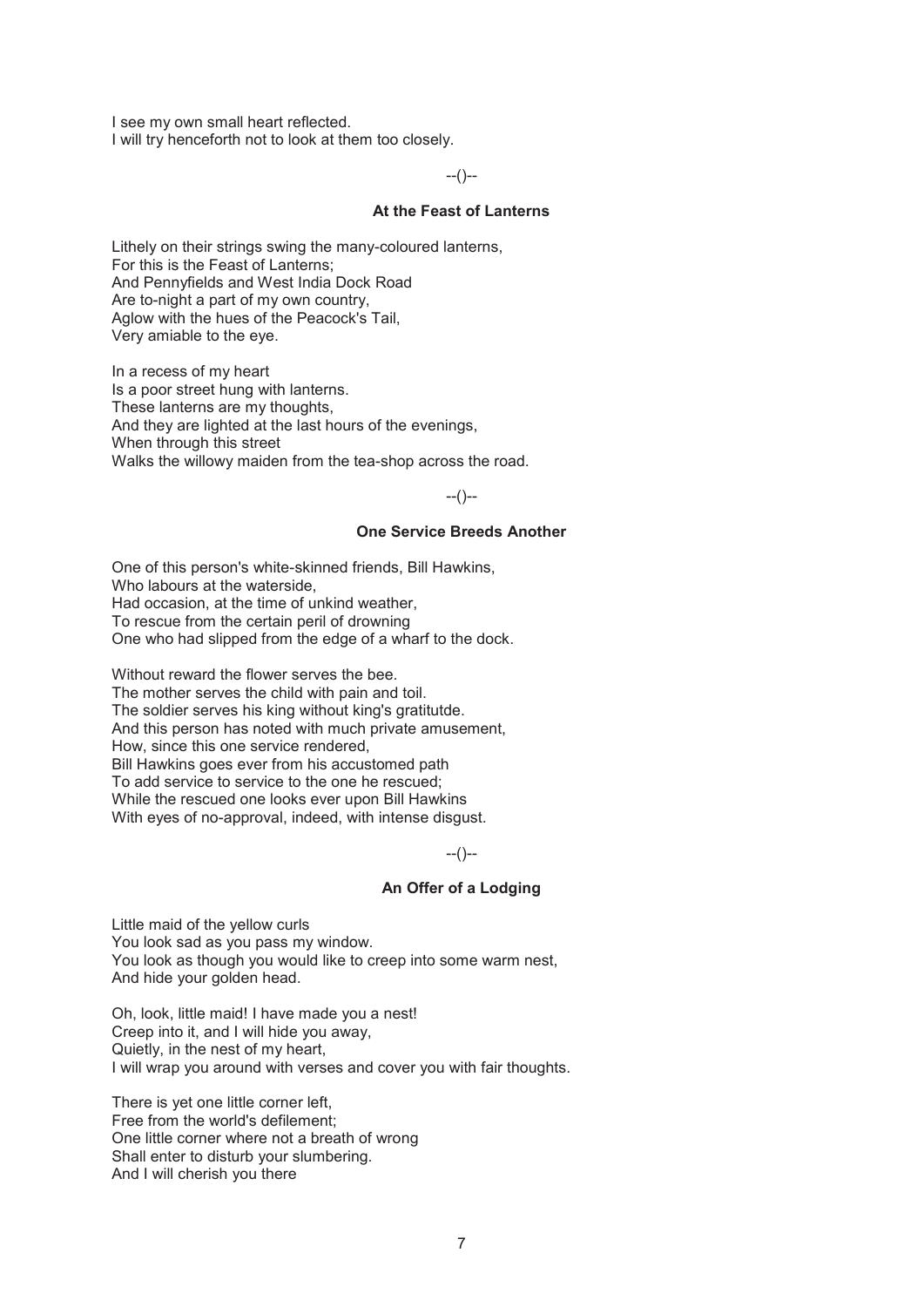I see my own small heart reflected.  
I will try henceforth not to look at them too closely.

--()--

### At the Feast of Lanterns

Lithely on their strings swing the many-coloured lanterns,  
For this is the Feast of Lanterns;  
And Pennyfields and West India Dock Road  
Are to-night a part of my own country,  
Aglow with the hues of the Peacock's Tail,  
Very amiable to the eye.

In a recess of my heart  
Is a poor street hung with lanterns.  
These lanterns are my thoughts,  
And they are lighted at the last hours of the evenings,  
When through this street  
Walks the willowy maiden from the tea-shop across the road.

--()--

### One Service Breeds Another

One of this person's white-skinned friends, Bill Hawkins,  
Who labours at the waterside,  
Had occasion, at the time of unkind weather,  
To rescue from the certain peril of drowning  
One who had slipped from the edge of a wharf to the dock.

Without reward the flower serves the bee.  
The mother serves the child with pain and toil.  
The soldier serves his king without king's gratitutde.  
And this person has noted with much private amusement,  
How, since this one service rendered,  
Bill Hawkins goes ever from his accustomed path  
To add service to service to the one he rescued;  
While the rescued one looks ever upon Bill Hawkins  
With eyes of no-approval, indeed, with intense disgust.

--()--

### An Offer of a Lodging

Little maid of the yellow curls  
You look sad as you pass my window.  
You look as though you would like to creep into some warm nest,  
And hide your golden head.

Oh, look, little maid! I have made you a nest!  
Creep into it, and I will hide you away,  
Quietly, in the nest of my heart,  
I will wrap you around with verses and cover you with fair thoughts.

There is yet one little corner left,  
Free from the world's defilement;  
One little corner where not a breath of wrong  
Shall enter to disturb your slumbering.  
And I will cherish you there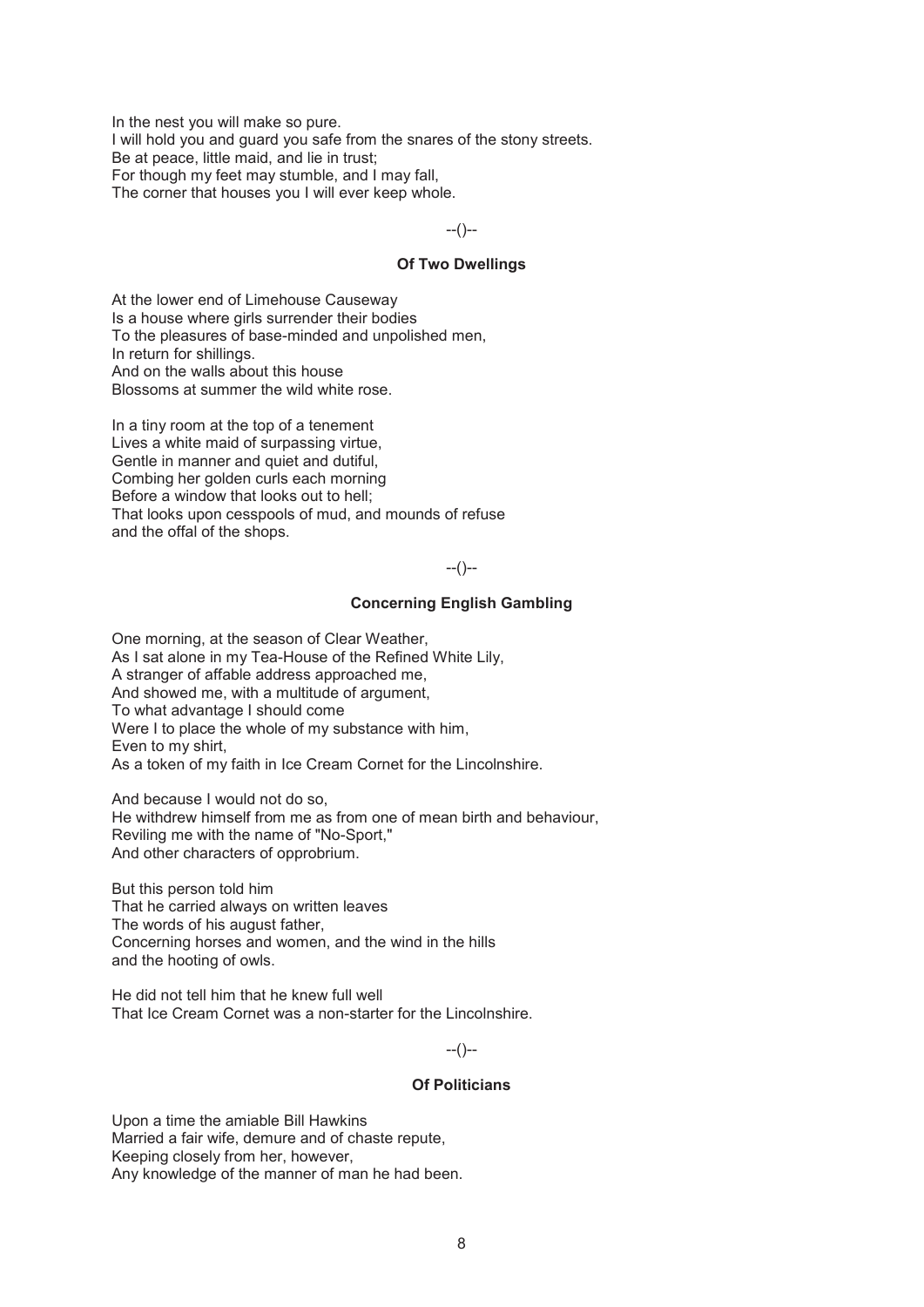In the nest you will make so pure.  
I will hold you and guard you safe from the snares of the stony streets.  
Be at peace, little maid, and lie in trust;  
For though my feet may stumble, and I may fall,  
The corner that houses you I will ever keep whole.

--()--

### Of Two Dwellings

At the lower end of Limehouse Causeway  
Is a house where girls surrender their bodies  
To the pleasures of base-minded and unpolished men,  
In return for shillings.  
And on the walls about this house  
Blossoms at summer the wild white rose.

In a tiny room at the top of a tenement  
Lives a white maid of surpassing virtue,  
Gentle in manner and quiet and dutiful,  
Combing her golden curls each morning  
Before a window that looks out to hell;  
That looks upon cesspools of mud, and mounds of refuse  
and the offal of the shops.

--()--

### Concerning English Gambling

One morning, at the season of Clear Weather,  
As I sat alone in my Tea-House of the Refined White Lily,  
A stranger of affable address approached me,  
And showed me, with a multitude of argument,  
To what advantage I should come  
Were I to place the whole of my substance with him,  
Even to my shirt,  
As a token of my faith in Ice Cream Cornet for the Lincolnshire.

And because I would not do so,  
He withdrew himself from me as from one of mean birth and behaviour,  
Reviling me with the name of "No-Sport,"  
And other characters of opprobrium.

But this person told him  
That he carried always on written leaves  
The words of his august father,  
Concerning horses and women, and the wind in the hills  
and the hooting of owls.

He did not tell him that he knew full well  
That Ice Cream Cornet was a non-starter for the Lincolnshire.

--()--

### Of Politicians

Upon a time the amiable Bill Hawkins  
Married a fair wife, demure and of chaste repute,  
Keeping closely from her, however,  
Any knowledge of the manner of man he had been.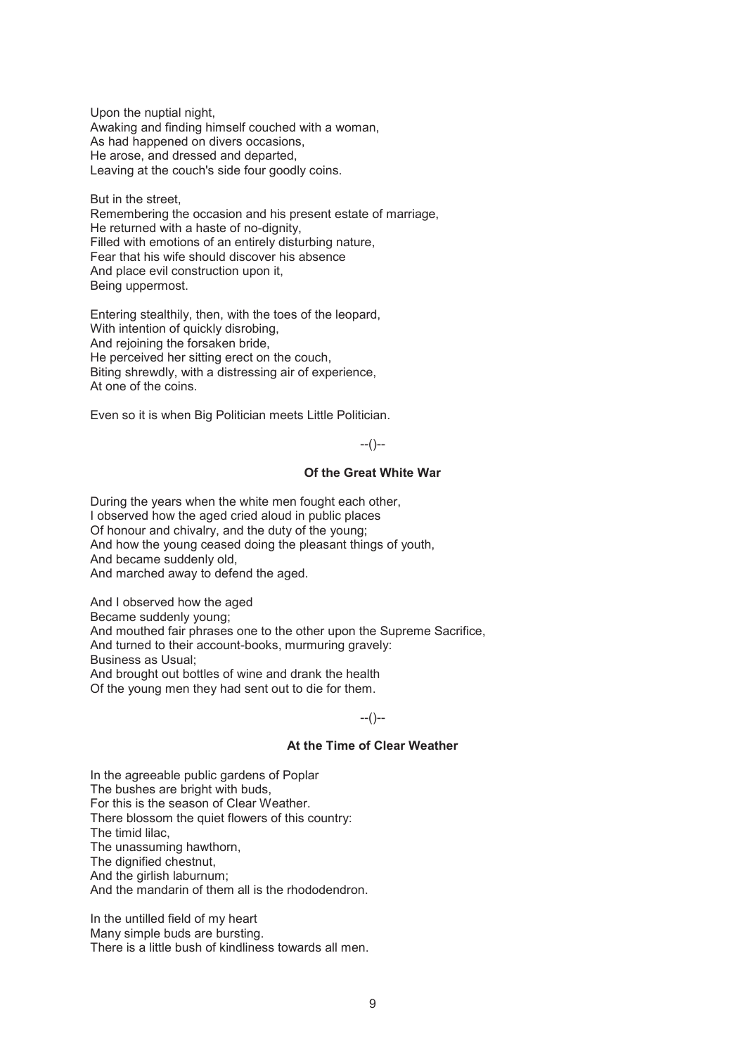Upon the nuptial night,
Awaking and finding himself couched with a woman,
As had happened on divers occasions,
He arose, and dressed and departed,
Leaving at the couch's side four goodly coins.

But in the street,
Remembering the occasion and his present estate of marriage,
He returned with a haste of no-dignity,
Filled with emotions of an entirely disturbing nature,
Fear that his wife should discover his absence
And place evil construction upon it,
Being uppermost.

Entering stealthily, then, with the toes of the leopard,
With intention of quickly disrobing,
And rejoining the forsaken bride,
He perceived her sitting erect on the couch,
Biting shrewdly, with a distressing air of experience,
At one of the coins.

Even so it is when Big Politician meets Little Politician.

--()--

### Of the Great White War

During the years when the white men fought each other,
I observed how the aged cried aloud in public places
Of honour and chivalry, and the duty of the young;
And how the young ceased doing the pleasant things of youth,
And became suddenly old,
And marched away to defend the aged.

And I observed how the aged
Became suddenly young;
And mouthed fair phrases one to the other upon the Supreme Sacrifice,
And turned to their account-books, murmuring gravely:
Business as Usual;
And brought out bottles of wine and drank the health
Of the young men they had sent out to die for them.

--()--

### At the Time of Clear Weather

In the agreeable public gardens of Poplar
The bushes are bright with buds,
For this is the season of Clear Weather.
There blossom the quiet flowers of this country:
The timid lilac,
The unassuming hawthorn,
The dignified chestnut,
And the girlish laburnum;
And the mandarin of them all is the rhododendron.

In the untilled field of my heart
Many simple buds are bursting.
There is a little bush of kindliness towards all men.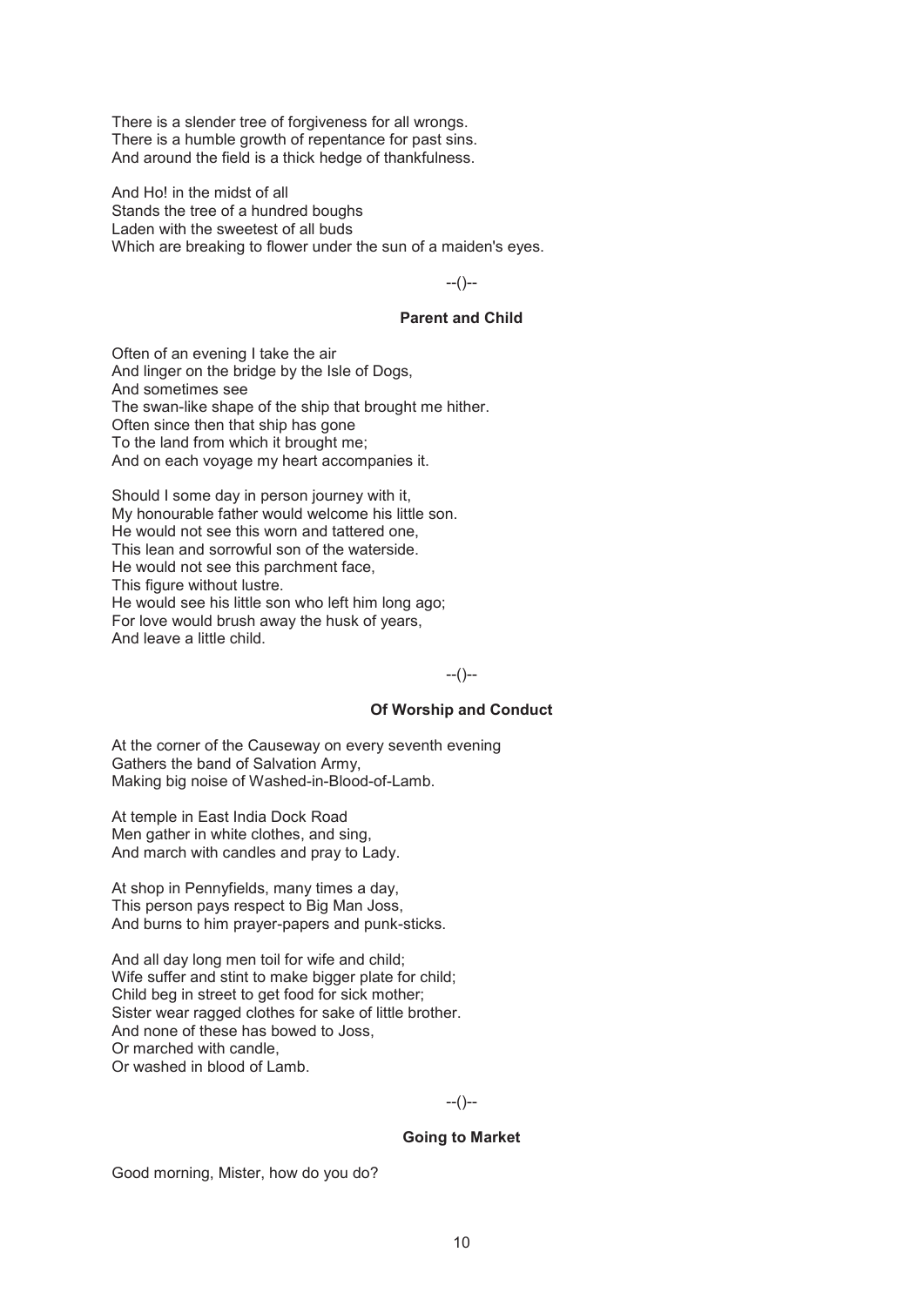There is a slender tree of forgiveness for all wrongs.
There is a humble growth of repentance for past sins.
And around the field is a thick hedge of thankfulness.

And Ho! in the midst of all
Stands the tree of a hundred boughs
Laden with the sweetest of all buds
Which are breaking to flower under the sun of a maiden's eyes.

--()--

### Parent and Child

Often of an evening I take the air
And linger on the bridge by the Isle of Dogs,
And sometimes see
The swan-like shape of the ship that brought me hither.
Often since then that ship has gone
To the land from which it brought me;
And on each voyage my heart accompanies it.

Should I some day in person journey with it,
My honourable father would welcome his little son.
He would not see this worn and tattered one,
This lean and sorrowful son of the waterside.
He would not see this parchment face,
This figure without lustre.
He would see his little son who left him long ago;
For love would brush away the husk of years,
And leave a little child.

--()--

### Of Worship and Conduct

At the corner of the Causeway on every seventh evening
Gathers the band of Salvation Army,
Making big noise of Washed-in-Blood-of-Lamb.

At temple in East India Dock Road
Men gather in white clothes, and sing,
And march with candles and pray to Lady.

At shop in Pennyfields, many times a day,
This person pays respect to Big Man Joss,
And burns to him prayer-papers and punk-sticks.

And all day long men toil for wife and child;
Wife suffer and stint to make bigger plate for child;
Child beg in street to get food for sick mother;
Sister wear ragged clothes for sake of little brother.
And none of these has bowed to Joss,
Or marched with candle,
Or washed in blood of Lamb.

--()--

### Going to Market

Good morning, Mister, how do you do?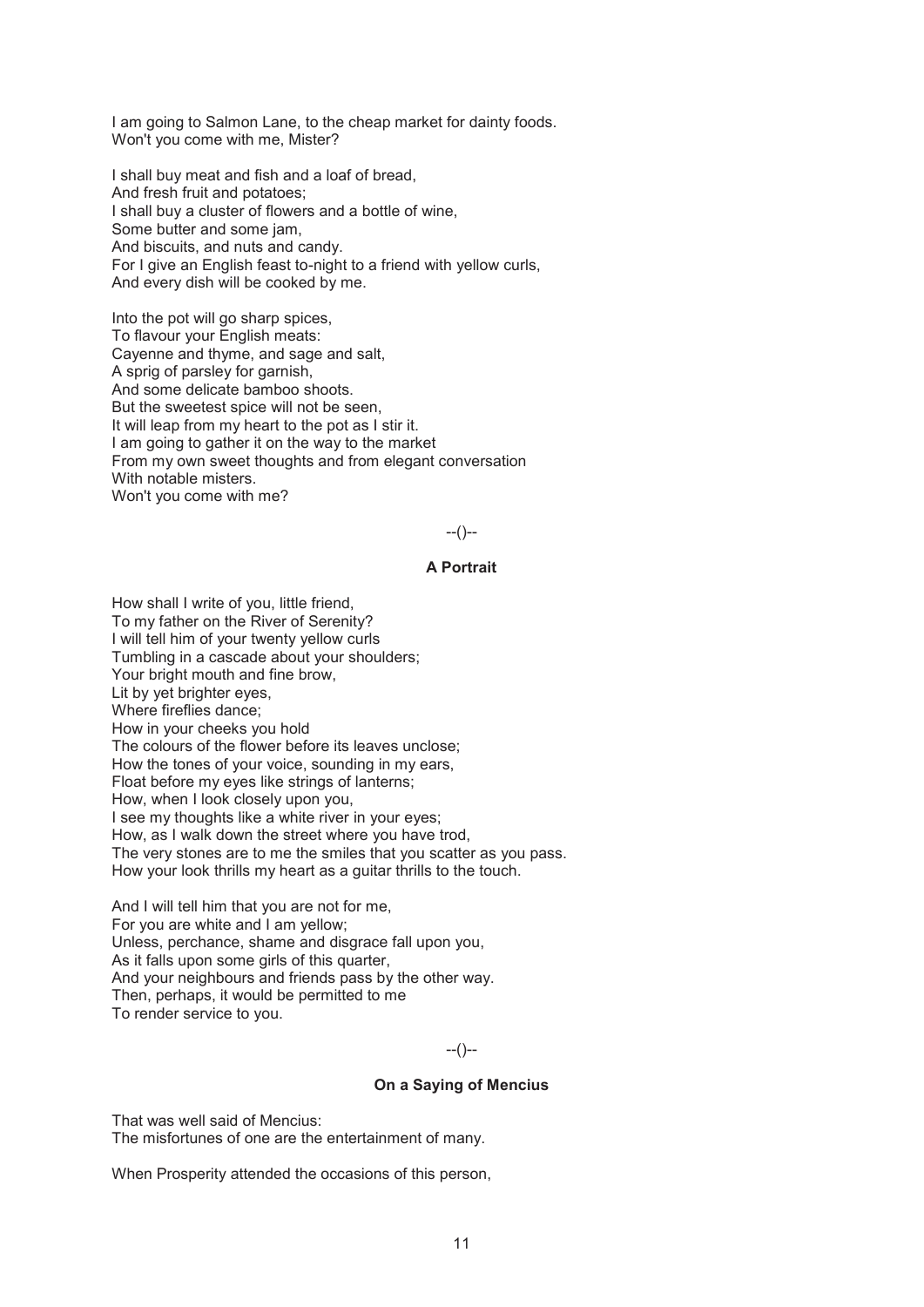I am going to Salmon Lane, to the cheap market for dainty foods.  
Won't you come with me, Mister?

I shall buy meat and fish and a loaf of bread,  
And fresh fruit and potatoes;  
I shall buy a cluster of flowers and a bottle of wine,  
Some butter and some jam,  
And biscuits, and nuts and candy.  
For I give an English feast to-night to a friend with yellow curls,  
And every dish will be cooked by me.

Into the pot will go sharp spices,  
To flavour your English meats:  
Cayenne and thyme, and sage and salt,  
A sprig of parsley for garnish,  
And some delicate bamboo shoots.  
But the sweetest spice will not be seen,  
It will leap from my heart to the pot as I stir it.  
I am going to gather it on the way to the market  
From my own sweet thoughts and from elegant conversation  
With notable misters.  
Won't you come with me?

--()--

### A Portrait

How shall I write of you, little friend,  
To my father on the River of Serenity?  
I will tell him of your twenty yellow curls  
Tumbling in a cascade about your shoulders;  
Your bright mouth and fine brow,  
Lit by yet brighter eyes,  
Where fireflies dance;  
How in your cheeks you hold  
The colours of the flower before its leaves unclose;  
How the tones of your voice, sounding in my ears,  
Float before my eyes like strings of lanterns;  
How, when I look closely upon you,  
I see my thoughts like a white river in your eyes;  
How, as I walk down the street where you have trod,  
The very stones are to me the smiles that you scatter as you pass.  
How your look thrills my heart as a guitar thrills to the touch.

And I will tell him that you are not for me,  
For you are white and I am yellow;  
Unless, perchance, shame and disgrace fall upon you,  
As it falls upon some girls of this quarter,  
And your neighbours and friends pass by the other way.  
Then, perhaps, it would be permitted to me  
To render service to you.

--()--

### On a Saying of Mencius

That was well said of Mencius:  
The misfortunes of one are the entertainment of many.

When Prosperity attended the occasions of this person,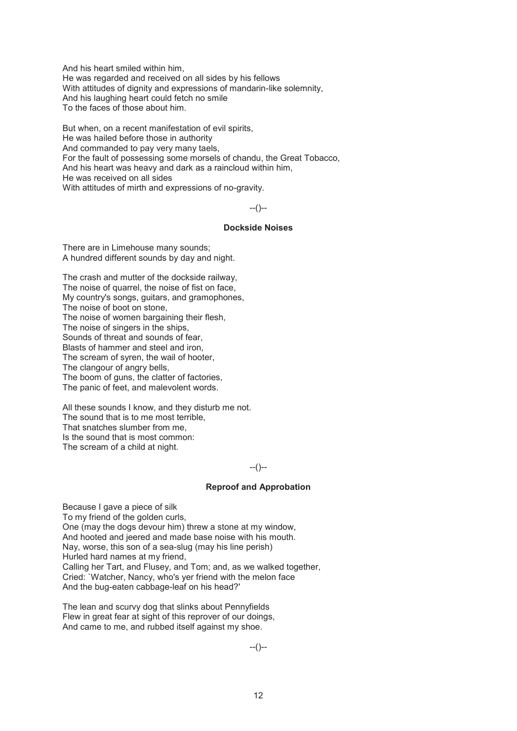And his heart smiled within him,
He was regarded and received on all sides by his fellows
With attitudes of dignity and expressions of mandarin-like solemnity,
And his laughing heart could fetch no smile
To the faces of those about him.

But when, on a recent manifestation of evil spirits,
He was hailed before those in authority
And commanded to pay very many taels,
For the fault of possessing some morsels of chandu, the Great Tobacco,
And his heart was heavy and dark as a raincloud within him,
He was received on all sides
With attitudes of mirth and expressions of no-gravity.

--()--

### Dockside Noises

There are in Limehouse many sounds;
A hundred different sounds by day and night.

The crash and mutter of the dockside railway,
The noise of quarrel, the noise of fist on face,
My country's songs, guitars, and gramophones,
The noise of boot on stone,
The noise of women bargaining their flesh,
The noise of singers in the ships,
Sounds of threat and sounds of fear,
Blasts of hammer and steel and iron,
The scream of syren, the wail of hooter,
The clangour of angry bells,
The boom of guns, the clatter of factories,
The panic of feet, and malevolent words.

All these sounds I know, and they disturb me not.
The sound that is to me most terrible,
That snatches slumber from me,
Is the sound that is most common:
The scream of a child at night.

--()--

### Reproof and Approbation

Because I gave a piece of silk
To my friend of the golden curls,
One (may the dogs devour him) threw a stone at my window,
And hooted and jeered and made base noise with his mouth.
Nay, worse, this son of a sea-slug (may his line perish)
Hurled hard names at my friend,
Calling her Tart, and Flusey, and Tom; and, as we walked together,
Cried: `Watcher, Nancy, who's yer friend with the melon face
And the bug-eaten cabbage-leaf on his head?'

The lean and scurvy dog that slinks about Pennyfields
Flew in great fear at sight of this reprover of our doings,
And came to me, and rubbed itself against my shoe.

--()--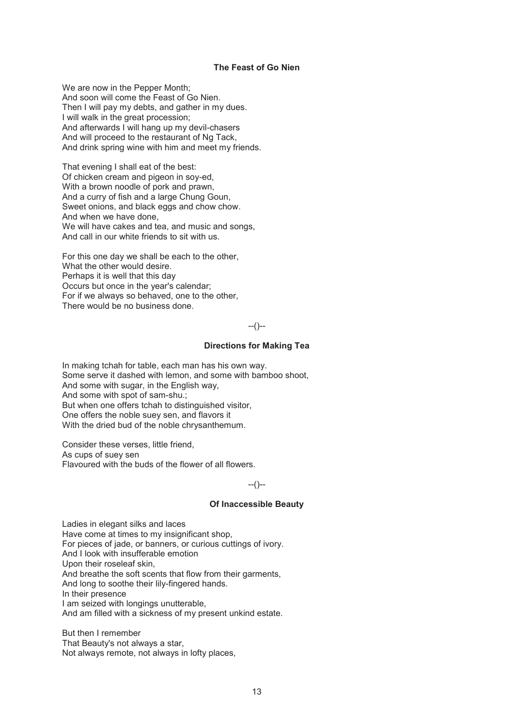### The Feast of Go Nien

We are now in the Pepper Month;  
And soon will come the Feast of Go Nien.  
Then I will pay my debts, and gather in my dues.  
I will walk in the great procession;  
And afterwards I will hang up my devil-chasers  
And will proceed to the restaurant of Ng Tack,  
And drink spring wine with him and meet my friends.

That evening I shall eat of the best:  
Of chicken cream and pigeon in soy-ed,  
With a brown noodle of pork and prawn,  
And a curry of fish and a large Chung Goun,  
Sweet onions, and black eggs and chow chow.  
And when we have done,  
We will have cakes and tea, and music and songs,  
And call in our white friends to sit with us.

For this one day we shall be each to the other,  
What the other would desire.  
Perhaps it is well that this day  
Occurs but once in the year's calendar;  
For if we always so behaved, one to the other,  
There would be no business done.

--()--

### Directions for Making Tea

In making tchah for table, each man has his own way.  
Some serve it dashed with lemon, and some with bamboo shoot,  
And some with sugar, in the English way,  
And some with spot of sam-shu.;  
But when one offers tchah to distinguished visitor,  
One offers the noble suey sen, and flavors it  
With the dried bud of the noble chrysanthemum.

Consider these verses, little friend,  
As cups of suey sen  
Flavoured with the buds of the flower of all flowers.

--()--

### Of Inaccessible Beauty

Ladies in elegant silks and laces  
Have come at times to my insignificant shop,  
For pieces of jade, or banners, or curious cuttings of ivory.  
And I look with insufferable emotion  
Upon their roseleaf skin,  
And breathe the soft scents that flow from their garments,  
And long to soothe their lily-fingered hands.  
In their presence  
I am seized with longings unutterable,  
And am filled with a sickness of my present unkind estate.

But then I remember  
That Beauty's not always a star,  
Not always remote, not always in lofty places,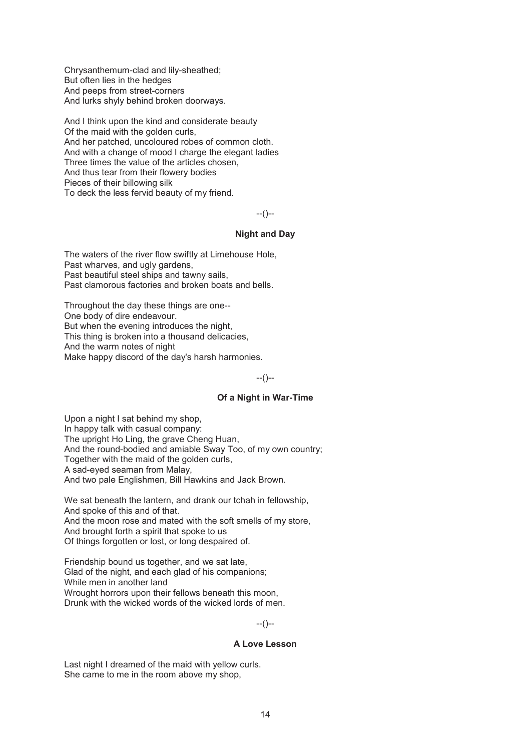Chrysanthemum-clad and lily-sheathed;
But often lies in the hedges
And peeps from street-corners
And lurks shyly behind broken doorways.

And I think upon the kind and considerate beauty
Of the maid with the golden curls,
And her patched, uncoloured robes of common cloth.
And with a change of mood I charge the elegant ladies
Three times the value of the articles chosen,
And thus tear from their flowery bodies
Pieces of their billowing silk
To deck the less fervid beauty of my friend.

--()--

### Night and Day

The waters of the river flow swiftly at Limehouse Hole,
Past wharves, and ugly gardens,
Past beautiful steel ships and tawny sails,
Past clamorous factories and broken boats and bells.

Throughout the day these things are one--
One body of dire endeavour.
But when the evening introduces the night,
This thing is broken into a thousand delicacies,
And the warm notes of night
Make happy discord of the day's harsh harmonies.

--()--

### Of a Night in War-Time

Upon a night I sat behind my shop,
In happy talk with casual company:
The upright Ho Ling, the grave Cheng Huan,
And the round-bodied and amiable Sway Too, of my own country;
Together with the maid of the golden curls,
A sad-eyed seaman from Malay,
And two pale Englishmen, Bill Hawkins and Jack Brown.

We sat beneath the lantern, and drank our tchah in fellowship,
And spoke of this and of that.
And the moon rose and mated with the soft smells of my store,
And brought forth a spirit that spoke to us
Of things forgotten or lost, or long despaired of.

Friendship bound us together, and we sat late,
Glad of the night, and each glad of his companions;
While men in another land
Wrought horrors upon their fellows beneath this moon,
Drunk with the wicked words of the wicked lords of men.

--()--

### A Love Lesson

Last night I dreamed of the maid with yellow curls.
She came to me in the room above my shop,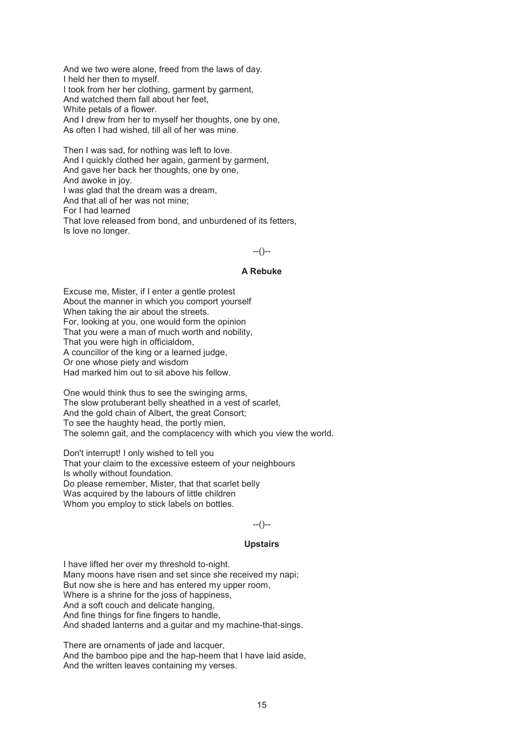And we two were alone, freed from the laws of day.
I held her then to myself.
I took from her her clothing, garment by garment,
And watched them fall about her feet,
White petals of a flower.
And I drew from her to myself her thoughts, one by one,
As often I had wished, till all of her was mine.

Then I was sad, for nothing was left to love.
And I quickly clothed her again, garment by garment,
And gave her back her thoughts, one by one,
And awoke in joy.
I was glad that the dream was a dream,
And that all of her was not mine;
For I had learned
That love released from bond, and unburdened of its fetters,
Is love no longer.

--()--

### A Rebuke

Excuse me, Mister, if I enter a gentle protest
About the manner in which you comport yourself
When taking the air about the streets.
For, looking at you, one would form the opinion
That you were a man of much worth and nobility,
That you were high in officialdom,
A councillor of the king or a learned judge,
Or one whose piety and wisdom
Had marked him out to sit above his fellow.

One would think thus to see the swinging arms,
The slow protuberant belly sheathed in a vest of scarlet,
And the gold chain of Albert, the great Consort;
To see the haughty head, the portly mien,
The solemn gait, and the complacency with which you view the world.

Don't interrupt! I only wished to tell you
That your claim to the excessive esteem of your neighbours
Is wholly without foundation.
Do please remember, Mister, that that scarlet belly
Was acquired by the labours of little children
Whom you employ to stick labels on bottles.

--()--

### Upstairs

I have lifted her over my threshold to-night.
Many moons have risen and set since she received my napi;
But now she is here and has entered my upper room,
Where is a shrine for the joss of happiness,
And a soft couch and delicate hanging,
And fine things for fine fingers to handle,
And shaded lanterns and a guitar and my machine-that-sings.

There are ornaments of jade and lacquer,
And the bamboo pipe and the hap-heem that I have laid aside,
And the written leaves containing my verses.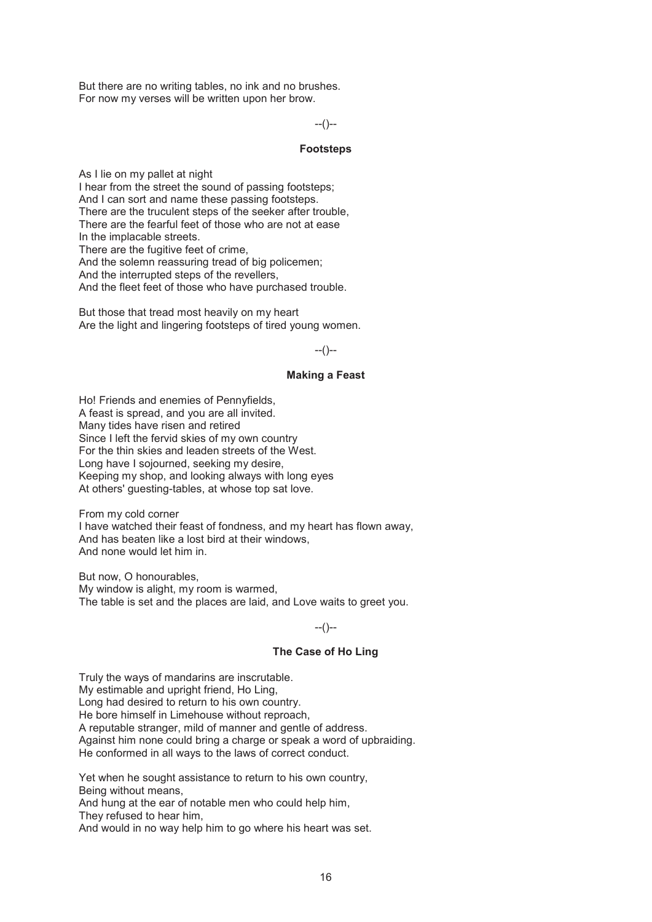But there are no writing tables, no ink and no brushes.
For now my verses will be written upon her brow.

--()--

### Footsteps

As I lie on my pallet at night
I hear from the street the sound of passing footsteps;
And I can sort and name these passing footsteps.
There are the truculent steps of the seeker after trouble,
There are the fearful feet of those who are not at ease
In the implacable streets.
There are the fugitive feet of crime,
And the solemn reassuring tread of big policemen;
And the interrupted steps of the revellers,
And the fleet feet of those who have purchased trouble.

But those that tread most heavily on my heart
Are the light and lingering footsteps of tired young women.

--()--

### Making a Feast

Ho! Friends and enemies of Pennyfields,
A feast is spread, and you are all invited.
Many tides have risen and retired
Since I left the fervid skies of my own country
For the thin skies and leaden streets of the West.
Long have I sojourned, seeking my desire,
Keeping my shop, and looking always with long eyes
At others' guesting-tables, at whose top sat love.

From my cold corner
I have watched their feast of fondness, and my heart has flown away,
And has beaten like a lost bird at their windows,
And none would let him in.

But now, O honourables,
My window is alight, my room is warmed,
The table is set and the places are laid, and Love waits to greet you.

--()--

### The Case of Ho Ling

Truly the ways of mandarins are inscrutable.
My estimable and upright friend, Ho Ling,
Long had desired to return to his own country.
He bore himself in Limehouse without reproach,
A reputable stranger, mild of manner and gentle of address.
Against him none could bring a charge or speak a word of upbraiding.
He conformed in all ways to the laws of correct conduct.

Yet when he sought assistance to return to his own country,
Being without means,
And hung at the ear of notable men who could help him,
They refused to hear him,
And would in no way help him to go where his heart was set.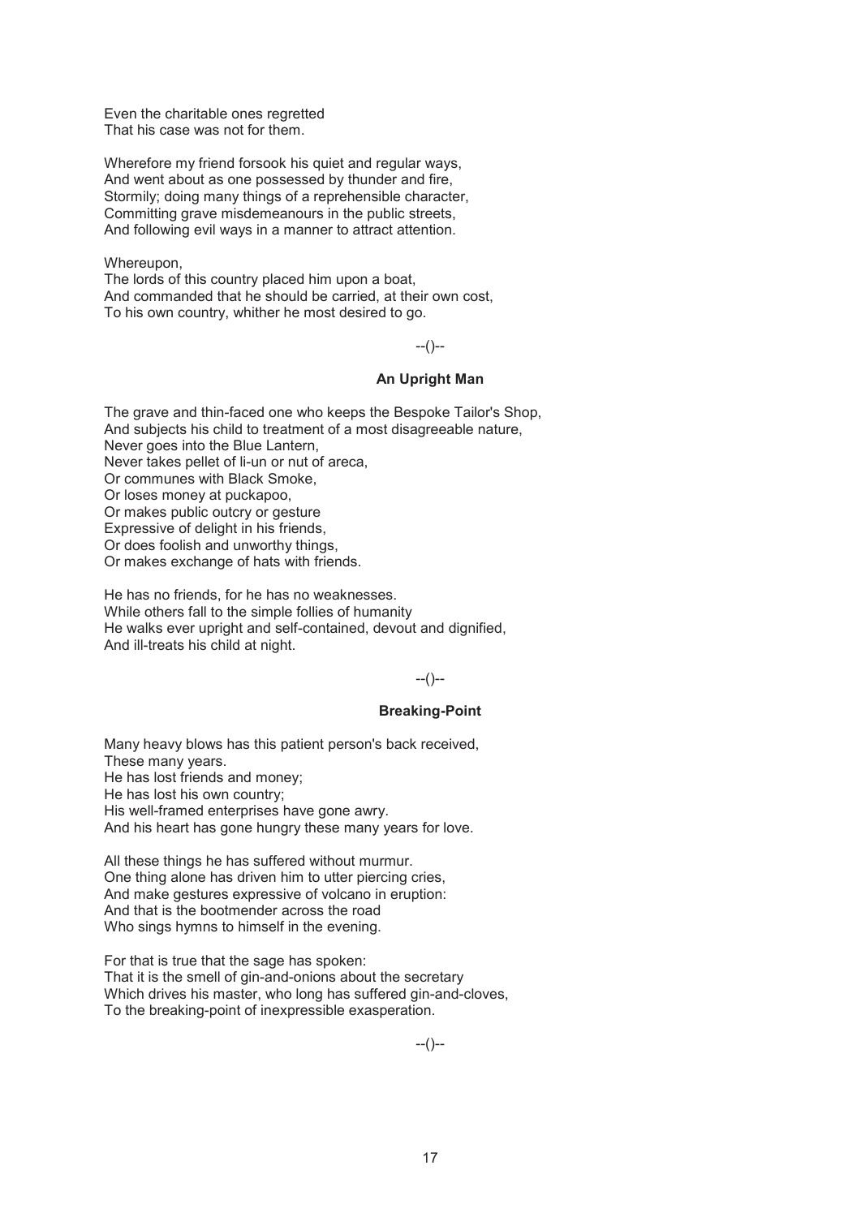Even the charitable ones regretted
That his case was not for them.

Wherefore my friend forsook his quiet and regular ways,
And went about as one possessed by thunder and fire,
Stormily; doing many things of a reprehensible character,
Committing grave misdemeanours in the public streets,
And following evil ways in a manner to attract attention.

Whereupon,
The lords of this country placed him upon a boat,
And commanded that he should be carried, at their own cost,
To his own country, whither he most desired to go.

--()--

**An Upright Man**

The grave and thin-faced one who keeps the Bespoke Tailor's Shop,
And subjects his child to treatment of a most disagreeable nature,
Never goes into the Blue Lantern,
Never takes pellet of li-un or nut of areca,
Or communes with Black Smoke,
Or loses money at puckapoo,
Or makes public outcry or gesture
Expressive of delight in his friends,
Or does foolish and unworthy things,
Or makes exchange of hats with friends.

He has no friends, for he has no weaknesses.
While others fall to the simple follies of humanity
He walks ever upright and self-contained, devout and dignified,
And ill-treats his child at night.

--()--

**Breaking-Point**

Many heavy blows has this patient person's back received,
These many years.
He has lost friends and money;
He has lost his own country;
His well-framed enterprises have gone awry.
And his heart has gone hungry these many years for love.

All these things he has suffered without murmur.
One thing alone has driven him to utter piercing cries,
And make gestures expressive of volcano in eruption:
And that is the bootmender across the road
Who sings hymns to himself in the evening.

For that is true that the sage has spoken:
That it is the smell of gin-and-onions about the secretary
Which drives his master, who long has suffered gin-and-cloves,
To the breaking-point of inexpressible exasperation.

--()--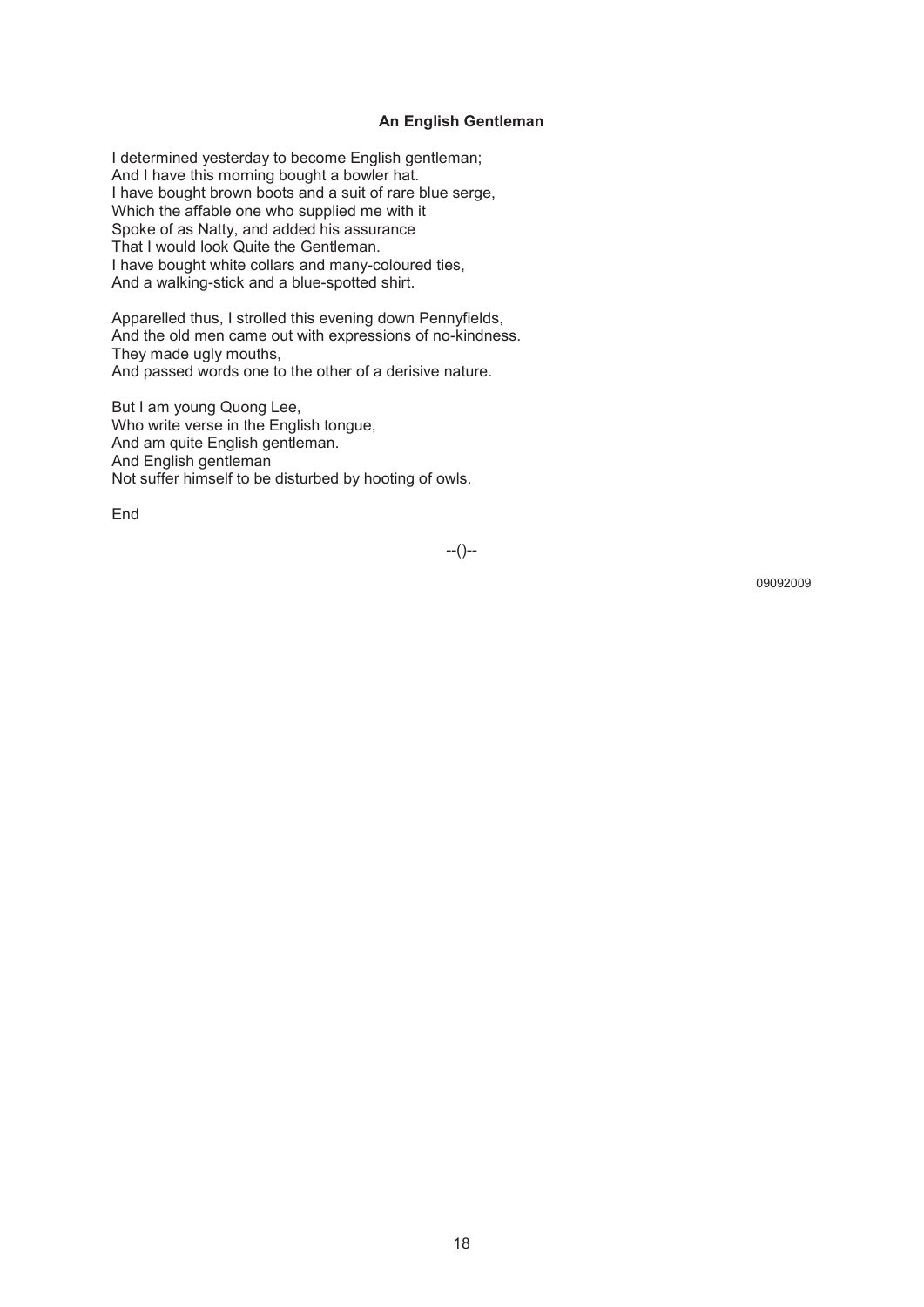**An English Gentleman**

I determined yesterday to become English gentleman;
And I have this morning bought a bowler hat.
I have bought brown boots and a suit of rare blue serge,
Which the affable one who supplied me with it
Spoke of as Natty, and added his assurance
That I would look Quite the Gentleman.
I have bought white collars and many-coloured ties,
And a walking-stick and a blue-spotted shirt.

Apparelled thus, I strolled this evening down Pennyfields,
And the old men came out with expressions of no-kindness.
They made ugly mouths,
And passed words one to the other of a derisive nature.

But I am young Quong Lee,
Who write verse in the English tongue,
And am quite English gentleman.
And English gentleman
Not suffer himself to be disturbed by hooting of owls.

End

--()--

09092009